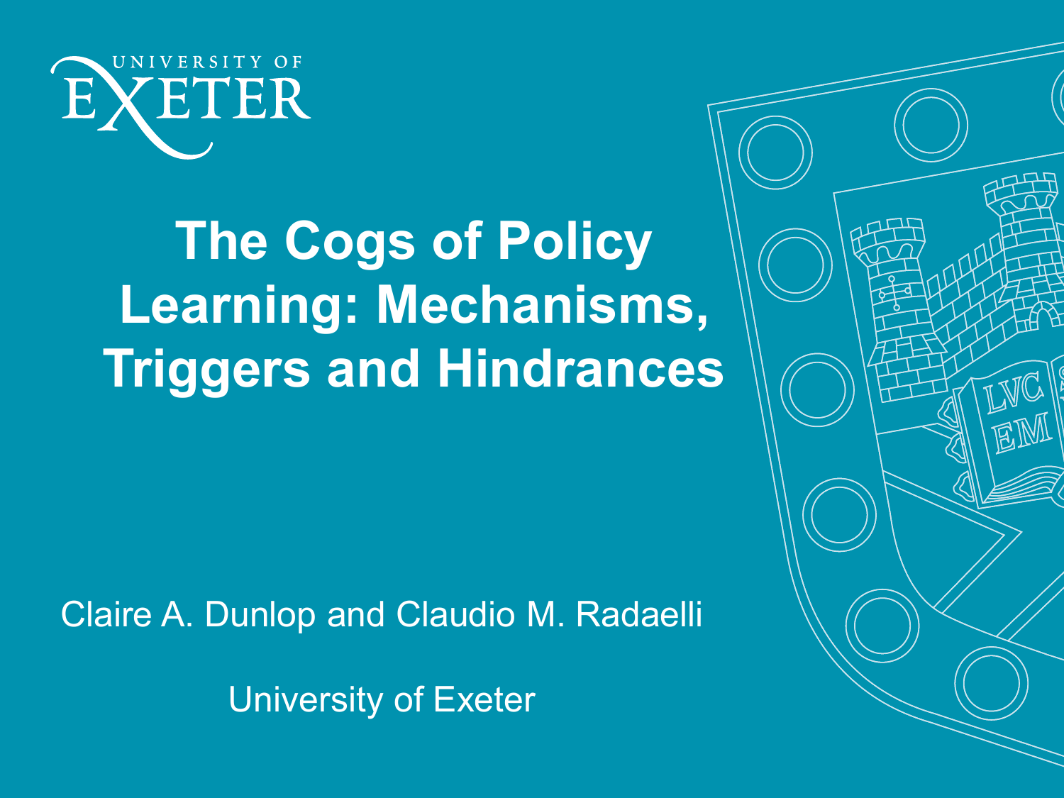# The Cogs of Policy Learning: Mechanisms, Triggers and Hindrances

Claire A. Dunlop and Claudio M. Radaelli

University of Exeter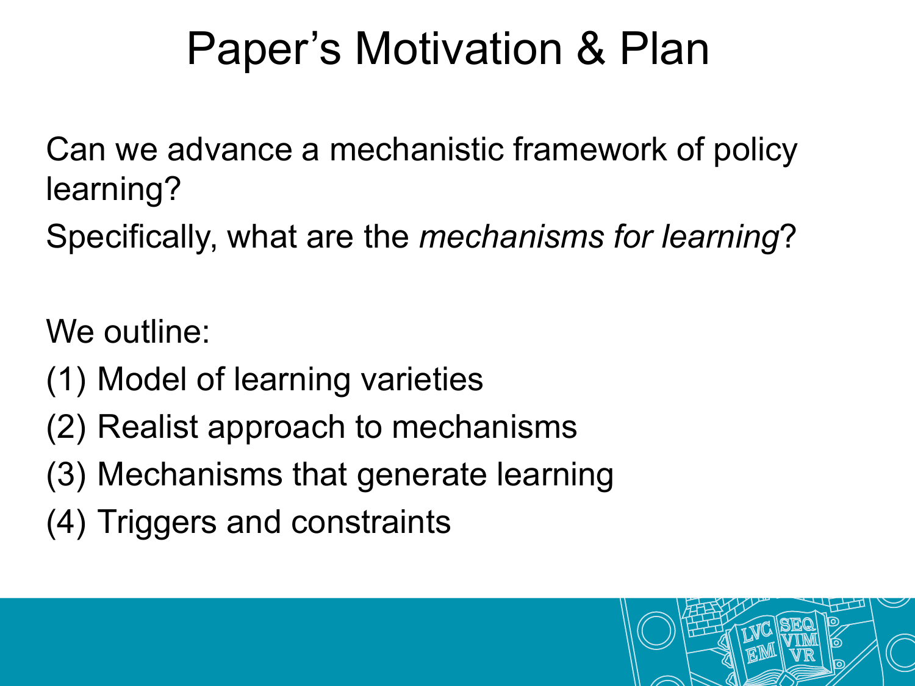# Paper's Motivation & Plan

Can we advance a mechanistic framework of policy learning?

Specifically, what are the *mechanisms for learning*?

We outline:

(1) Model of learning varieties

(2) Realist approach to mechanisms

(3) Mechanisms that generate learning

(4) Triggers and constraints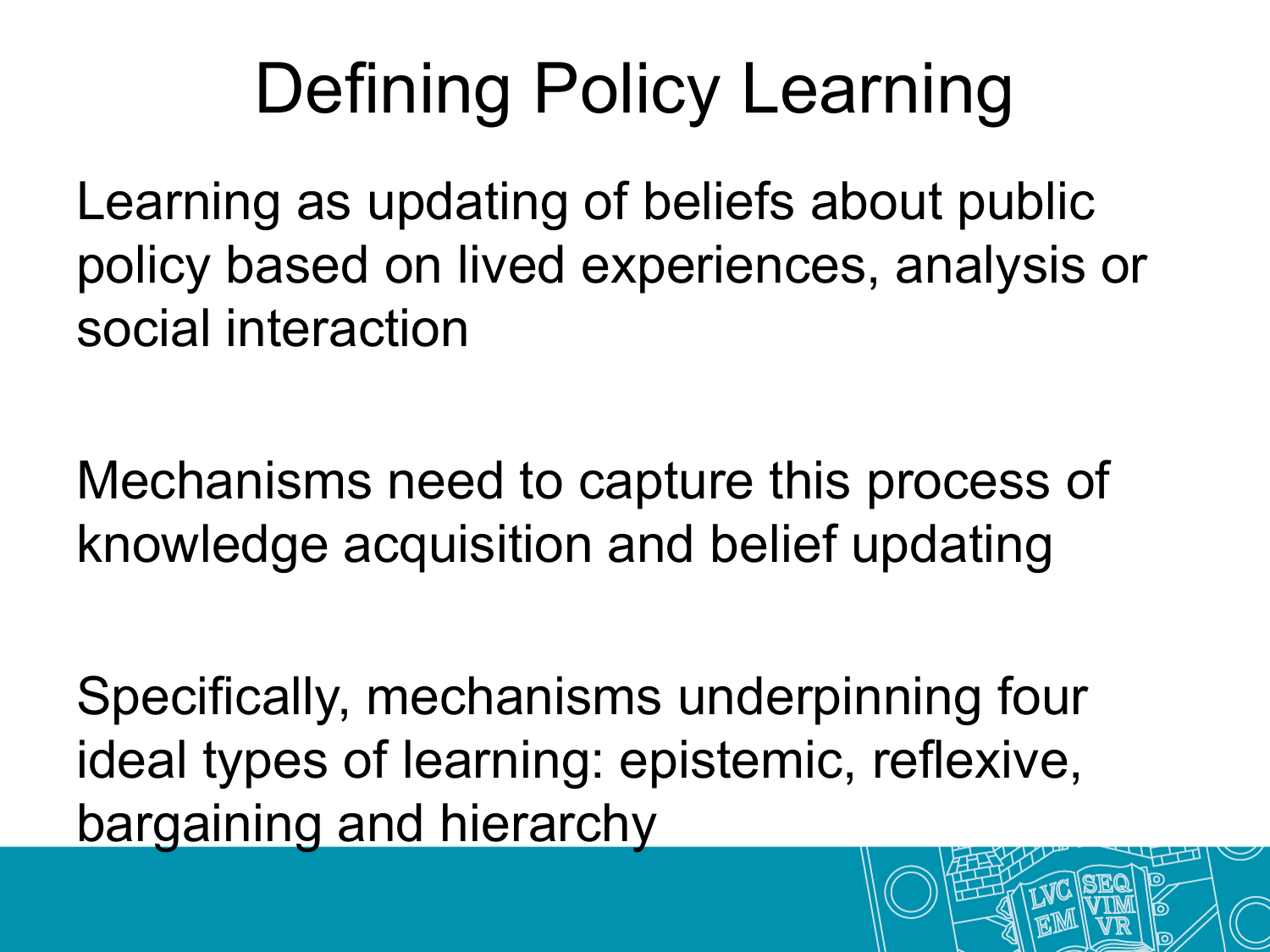# Defining Policy Learning

Learning as updating of beliefs about public policy based on lived experiences, analysis or social interaction

Mechanisms need to capture this process of knowledge acquisition and belief updating

Specifically, mechanisms underpinning four ideal types of learning: epistemic, reflexive, bargaining and hierarchy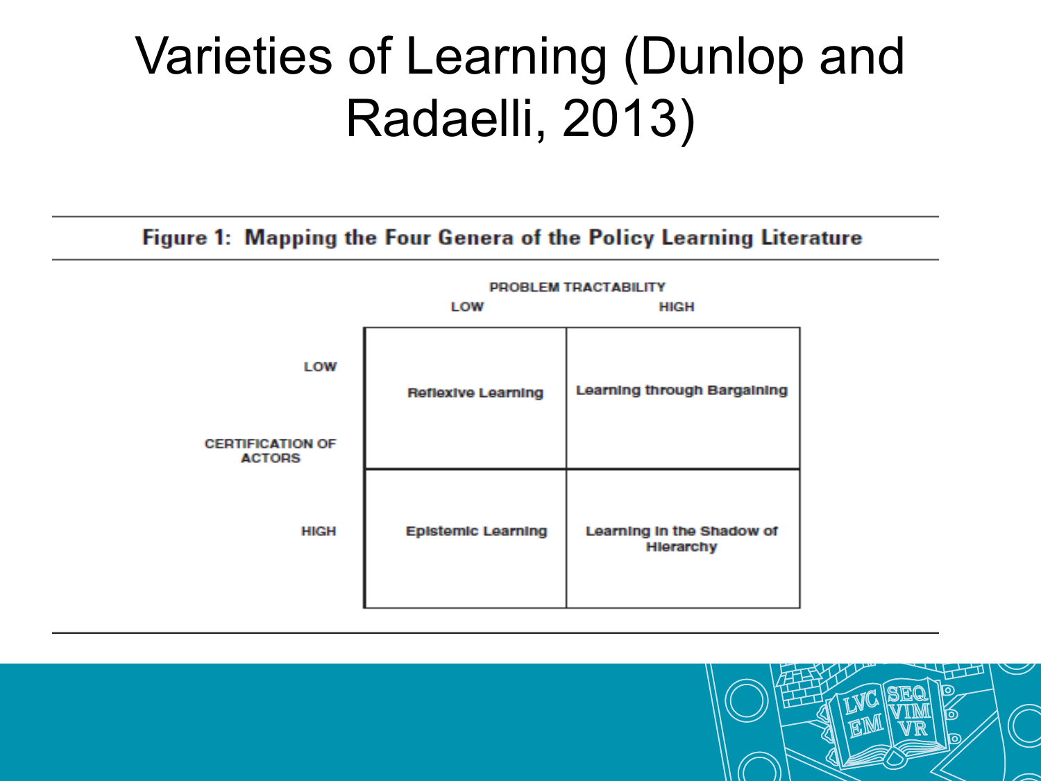# Varieties of Learning (Dunlop and Radaelli, 2013)

**Figure 1: Mapping the Four Genera of the Policy Learning Literature**

| CERTIFICATION OF ACTORS \ PROBLEM TRACTABILITY | LOW | HIGH |
| --- | --- | --- |
| LOW | Reflexive Learning | Learning through Bargaining |
| HIGH | Epistemic Learning | Learning in the Shadow of Hierarchy |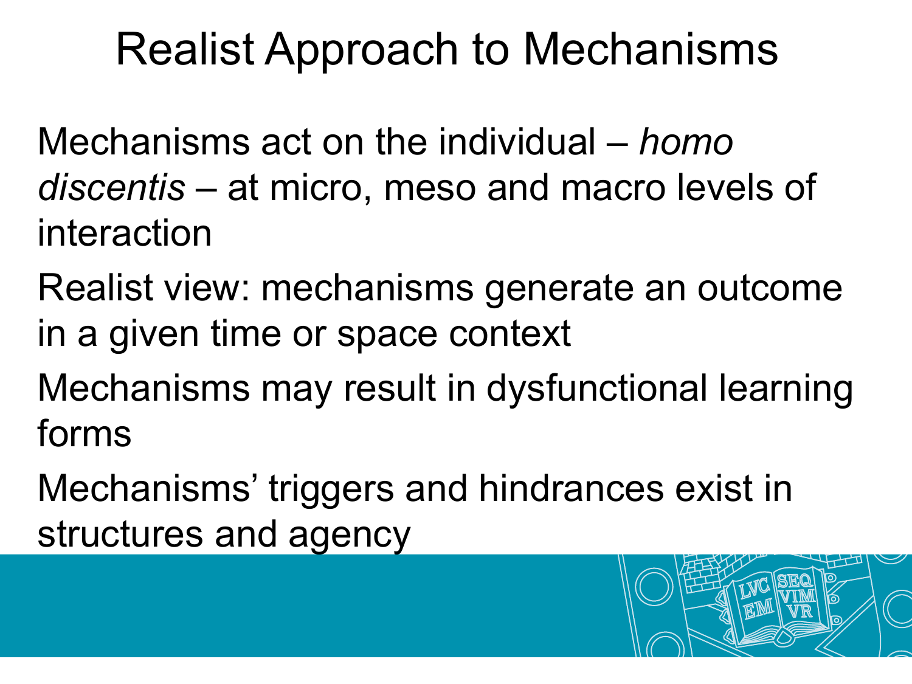# Realist Approach to Mechanisms

Mechanisms act on the individual – *homo discentis* – at micro, meso and macro levels of interaction

Realist view: mechanisms generate an outcome in a given time or space context

Mechanisms may result in dysfunctional learning forms

Mechanisms' triggers and hindrances exist in structures and agency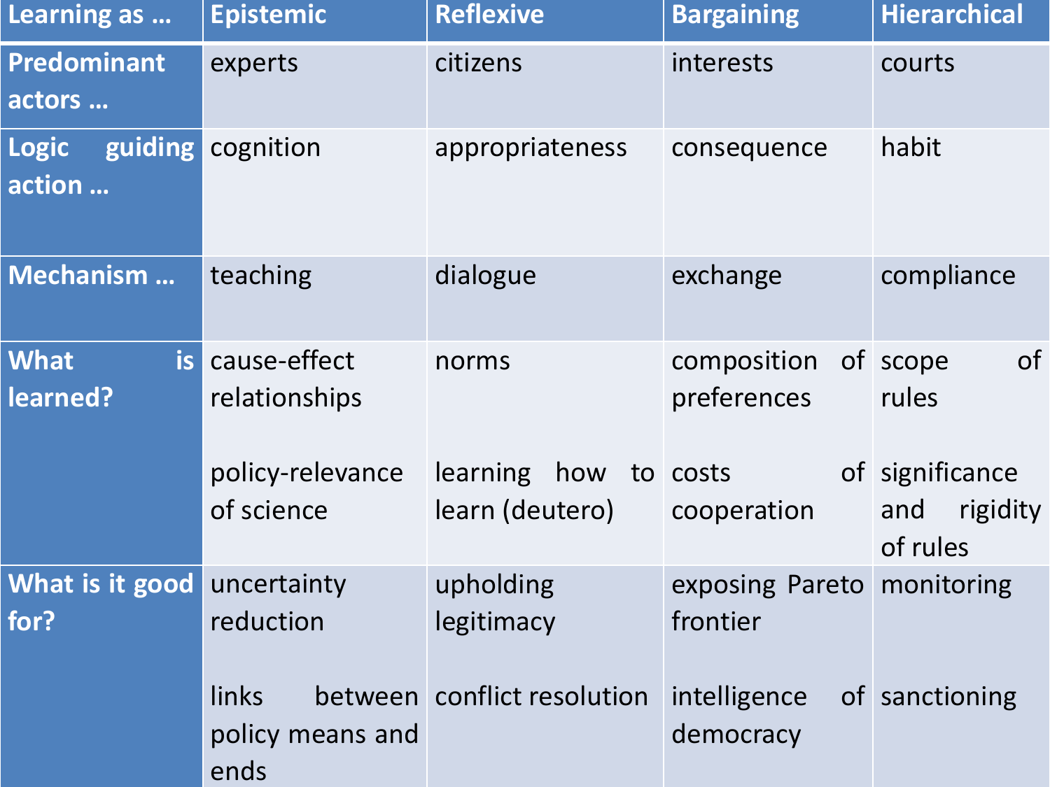| Learning as … | Epistemic | Reflexive | Bargaining | Hierarchical |
|---|---|---|---|---|
| **Predominant actors …** | experts | citizens | interests | courts |
| **Logic guiding action …** | cognition | appropriateness | consequence | habit |
| **Mechanism …** | teaching | dialogue | exchange | compliance |
| **What is learned?** | cause-effect relationships<br><br>policy-relevance of science | norms<br><br>learning how to learn (deutero) | composition of preferences<br><br>costs of cooperation | scope of rules<br><br>significance and rigidity of rules |
| **What is it good for?** | uncertainty reduction<br><br>links between policy means and ends | upholding legitimacy<br><br>conflict resolution | exposing Pareto frontier<br><br>intelligence of democracy | monitoring<br><br>sanctioning |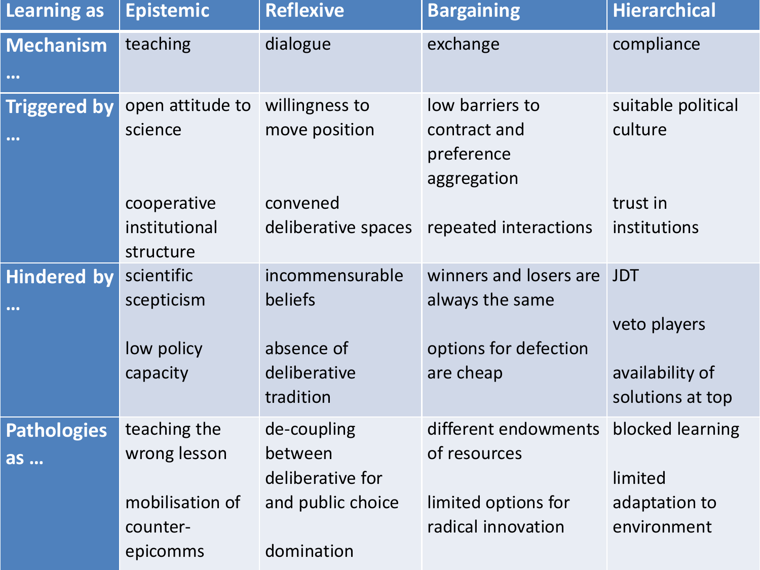| Learning as | Epistemic | Reflexive | Bargaining | Hierarchical |
|---|---|---|---|---|
| **Mechanism …** | teaching | dialogue | exchange | compliance |
| **Triggered by …** | open attitude to science<br><br>cooperative institutional structure | willingness to move position<br><br>convened deliberative spaces | low barriers to contract and preference aggregation<br><br>repeated interactions | suitable political culture<br><br>trust in institutions |
| **Hindered by …** | scientific scepticism<br><br>low policy capacity | incommensurable beliefs<br><br>absence of deliberative tradition | winners and losers are always the same<br><br>options for defection are cheap | JDT<br><br>veto players<br><br>availability of solutions at top |
| **Pathologies as …** | teaching the wrong lesson<br><br>mobilisation of counter-epicomms | de-coupling between deliberative for and public choice<br><br>domination | different endowments of resources<br><br>limited options for radical innovation | blocked learning<br><br>limited adaptation to environment |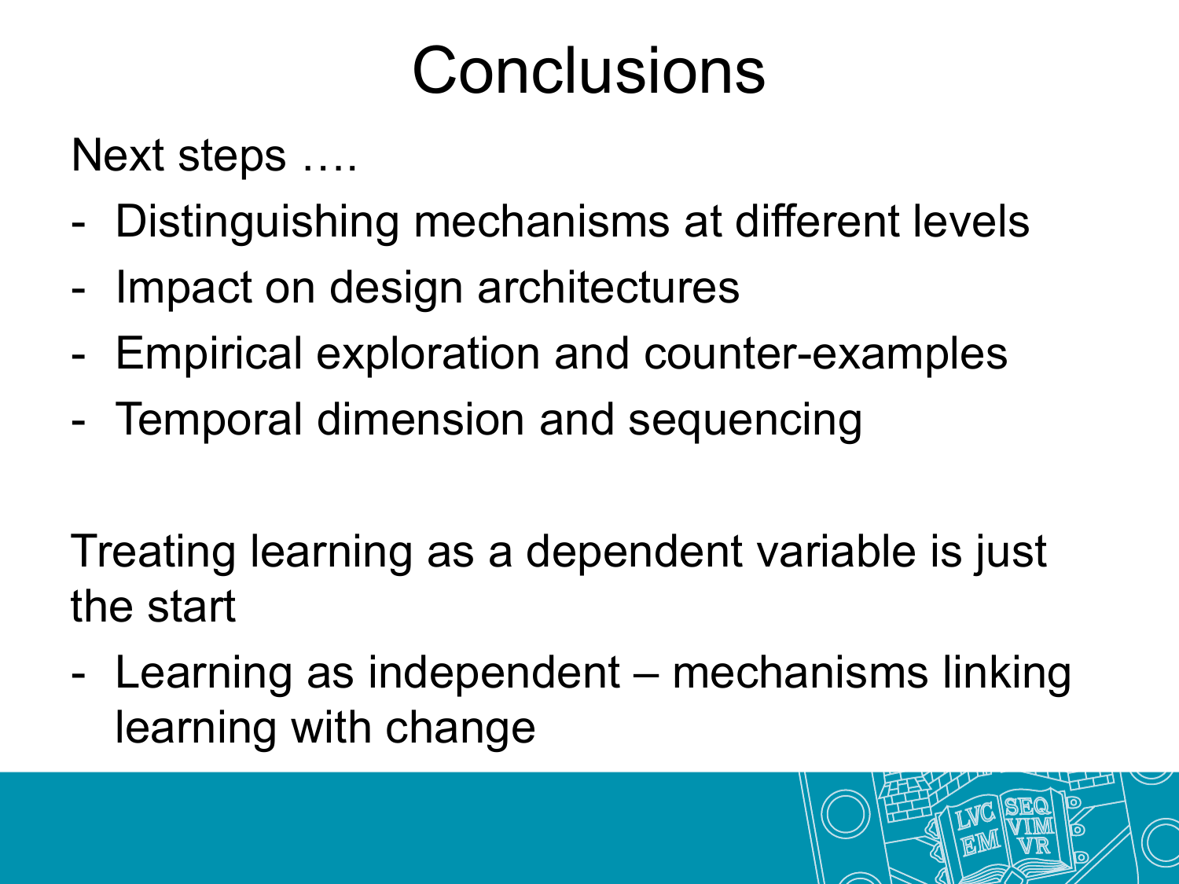# Conclusions

Next steps ….

- Distinguishing mechanisms at different levels
- Impact on design architectures
- Empirical exploration and counter-examples
- Temporal dimension and sequencing

Treating learning as a dependent variable is just the start

- Learning as independent – mechanisms linking learning with change